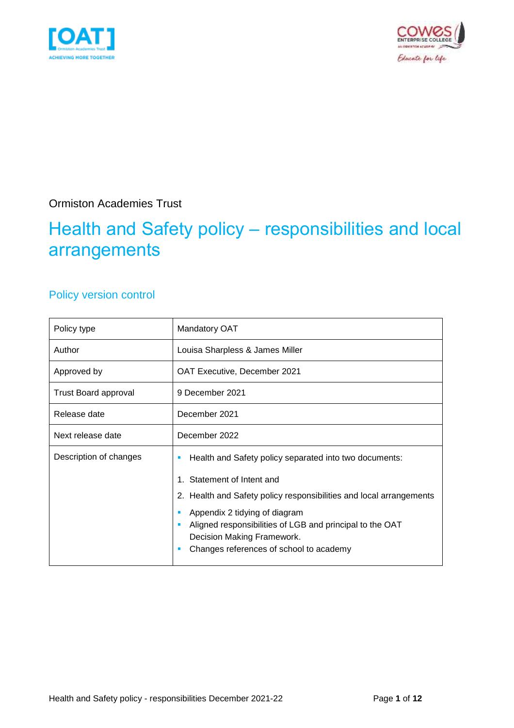Ormiston Academies Trust

# Health and Safety policy – responsibilities and local arrangements

## Policy version control

| Policy type | Mandatory OAT |
|---|---|
| Author | Louisa Sharpless & James Miller |
| Approved by | OAT Executive, December 2021 |
| Trust Board approval | 9 December 2021 |
| Release date | December 2021 |
| Next release date | December 2022 |
| Description of changes | ▪ Health and Safety policy separated into two documents: <br> 1. Statement of Intent and <br> 2. Health and Safety policy responsibilities and local arrangements <br> ▪ Appendix 2 tidying of diagram <br> ▪ Aligned responsibilities of LGB and principal to the OAT Decision Making Framework. <br> ▪ Changes references of school to academy |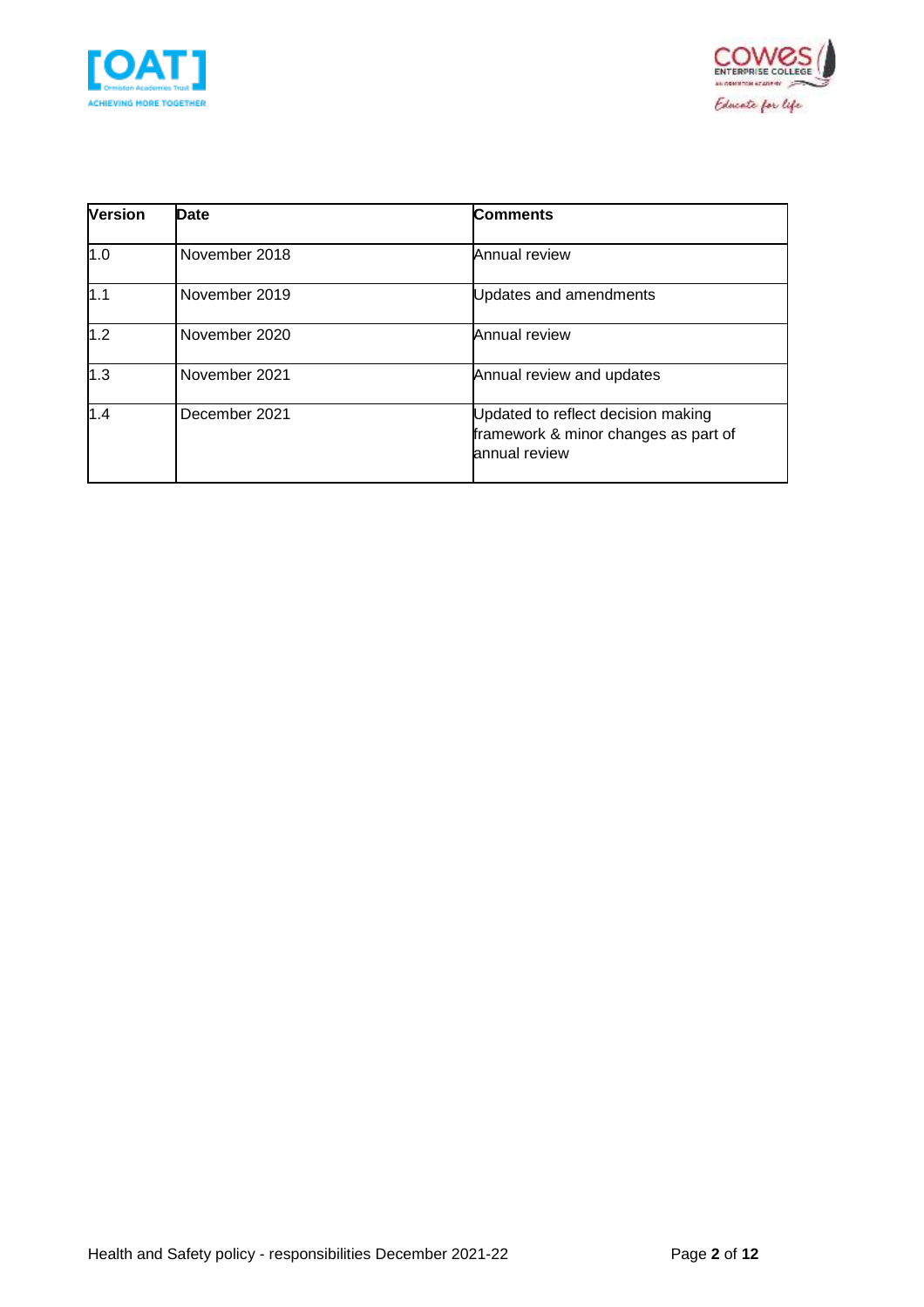| Version | Date | Comments |
|---|---|---|
| 1.0 | November 2018 | Annual review |
| 1.1 | November 2019 | Updates and amendments |
| 1.2 | November 2020 | Annual review |
| 1.3 | November 2021 | Annual review and updates |
| 1.4 | December 2021 | Updated to reflect decision making framework & minor changes as part of annual review |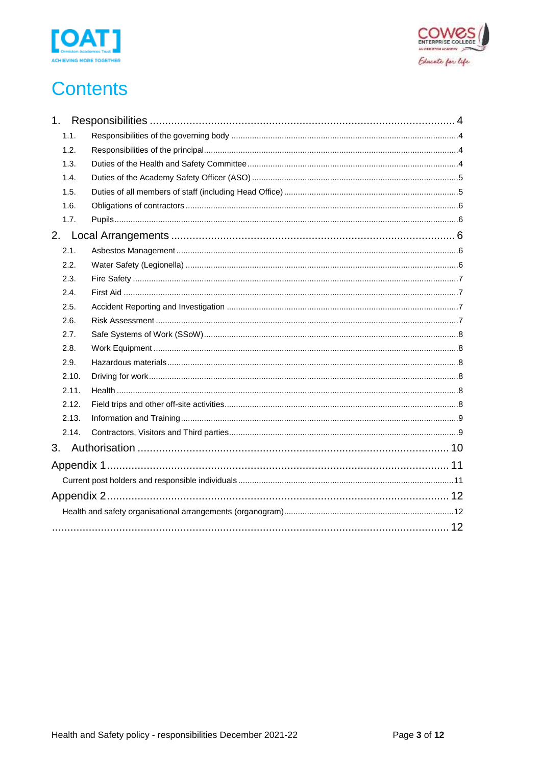# Contents

1. Responsibilities .......... 4
   - 1.1. Responsibilities of the governing body .......... 4
   - 1.2. Responsibilities of the principal .......... 4
   - 1.3. Duties of the Health and Safety Committee .......... 4
   - 1.4. Duties of the Academy Safety Officer (ASO) .......... 5
   - 1.5. Duties of all members of staff (including Head Office) .......... 5
   - 1.6. Obligations of contractors .......... 6
   - 1.7. Pupils .......... 6
2. Local Arrangements .......... 6
   - 2.1. Asbestos Management .......... 6
   - 2.2. Water Safety (Legionella) .......... 6
   - 2.3. Fire Safety .......... 7
   - 2.4. First Aid .......... 7
   - 2.5. Accident Reporting and Investigation .......... 7
   - 2.6. Risk Assessment .......... 7
   - 2.7. Safe Systems of Work (SSoW) .......... 8
   - 2.8. Work Equipment .......... 8
   - 2.9. Hazardous materials .......... 8
   - 2.10. Driving for work .......... 8
   - 2.11. Health .......... 8
   - 2.12. Field trips and other off-site activities .......... 8
   - 2.13. Information and Training .......... 9
   - 2.14. Contractors, Visitors and Third parties .......... 9
3. Authorisation .......... 10

Appendix 1 .......... 11
- Current post holders and responsible individuals .......... 11

Appendix 2 .......... 12
- Health and safety organisational arrangements (organogram) .......... 12

.......... 12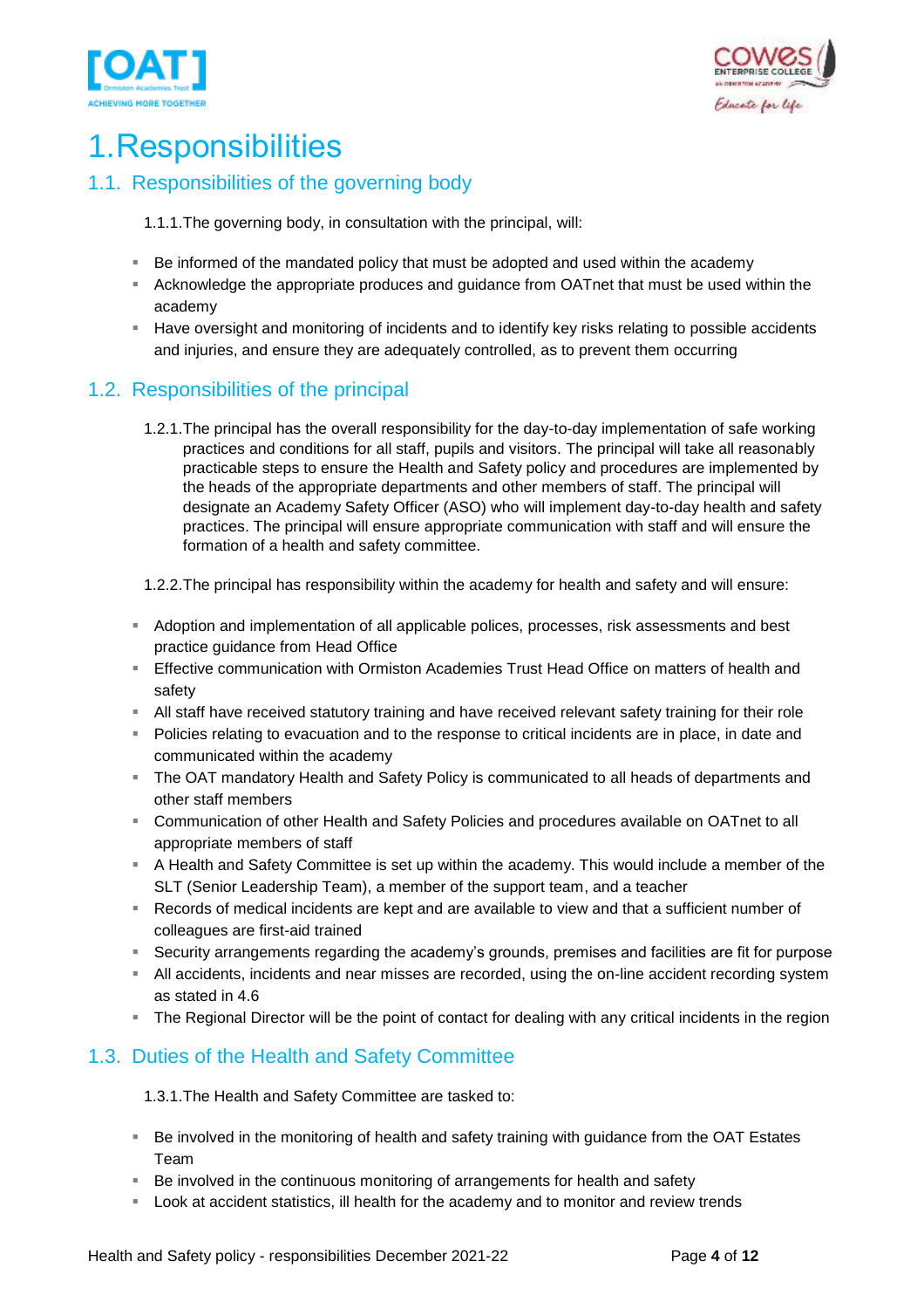# 1. Responsibilities

## 1.1. Responsibilities of the governing body

1.1.1. The governing body, in consultation with the principal, will:

- Be informed of the mandated policy that must be adopted and used within the academy
- Acknowledge the appropriate produces and guidance from OATnet that must be used within the academy
- Have oversight and monitoring of incidents and to identify key risks relating to possible accidents and injuries, and ensure they are adequately controlled, as to prevent them occurring

## 1.2. Responsibilities of the principal

1.2.1. The principal has the overall responsibility for the day-to-day implementation of safe working practices and conditions for all staff, pupils and visitors. The principal will take all reasonably practicable steps to ensure the Health and Safety policy and procedures are implemented by the heads of the appropriate departments and other members of staff. The principal will designate an Academy Safety Officer (ASO) who will implement day-to-day health and safety practices. The principal will ensure appropriate communication with staff and will ensure the formation of a health and safety committee.

1.2.2. The principal has responsibility within the academy for health and safety and will ensure:

- Adoption and implementation of all applicable polices, processes, risk assessments and best practice guidance from Head Office
- Effective communication with Ormiston Academies Trust Head Office on matters of health and safety
- All staff have received statutory training and have received relevant safety training for their role
- Policies relating to evacuation and to the response to critical incidents are in place, in date and communicated within the academy
- The OAT mandatory Health and Safety Policy is communicated to all heads of departments and other staff members
- Communication of other Health and Safety Policies and procedures available on OATnet to all appropriate members of staff
- A Health and Safety Committee is set up within the academy. This would include a member of the SLT (Senior Leadership Team), a member of the support team, and a teacher
- Records of medical incidents are kept and are available to view and that a sufficient number of colleagues are first-aid trained
- Security arrangements regarding the academy's grounds, premises and facilities are fit for purpose
- All accidents, incidents and near misses are recorded, using the on-line accident recording system as stated in 4.6
- The Regional Director will be the point of contact for dealing with any critical incidents in the region

## 1.3. Duties of the Health and Safety Committee

1.3.1. The Health and Safety Committee are tasked to:

- Be involved in the monitoring of health and safety training with guidance from the OAT Estates Team
- Be involved in the continuous monitoring of arrangements for health and safety
- Look at accident statistics, ill health for the academy and to monitor and review trends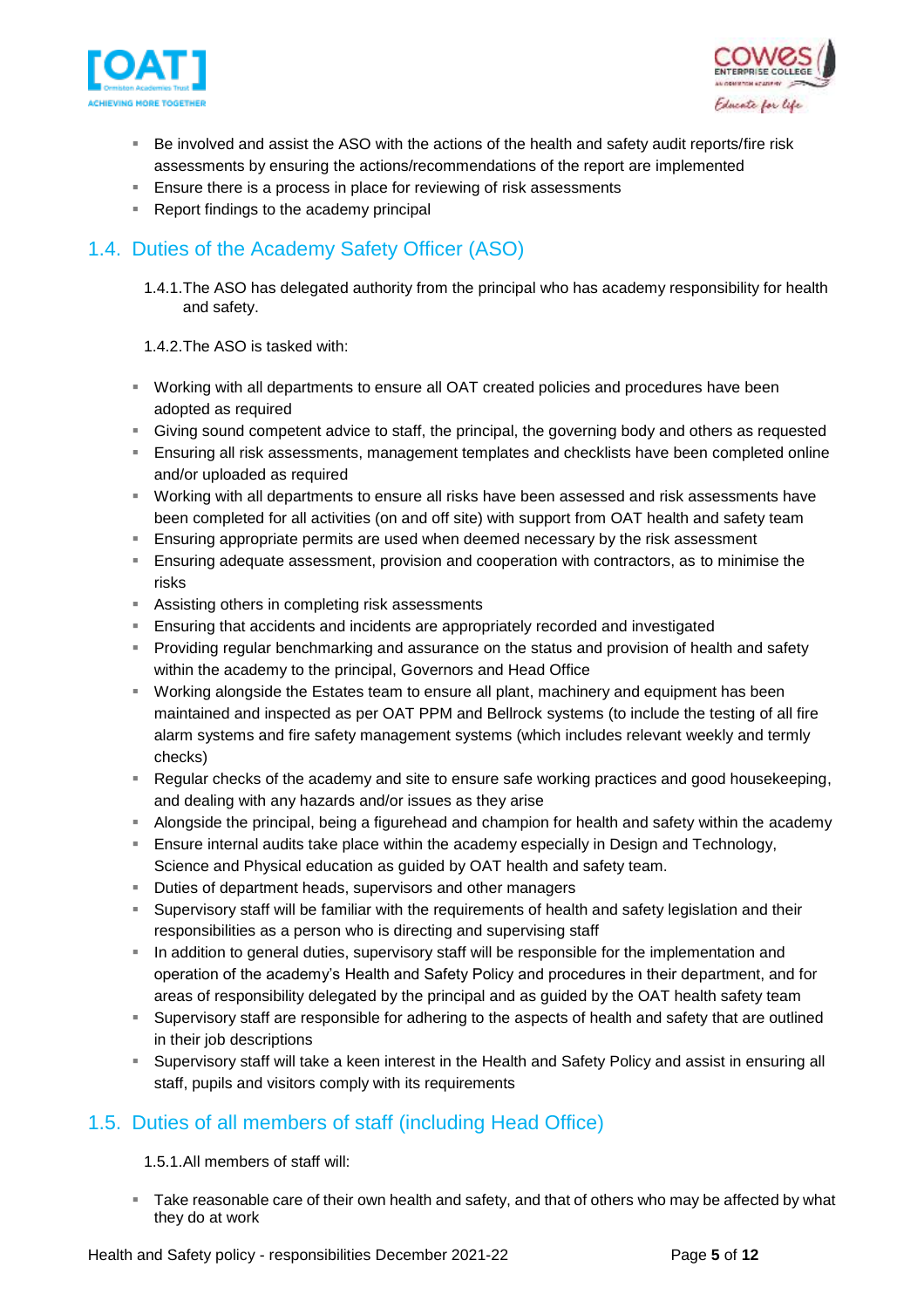- Be involved and assist the ASO with the actions of the health and safety audit reports/fire risk assessments by ensuring the actions/recommendations of the report are implemented
- Ensure there is a process in place for reviewing of risk assessments
- Report findings to the academy principal

## 1.4. Duties of the Academy Safety Officer (ASO)

1.4.1. The ASO has delegated authority from the principal who has academy responsibility for health and safety.

1.4.2. The ASO is tasked with:

- Working with all departments to ensure all OAT created policies and procedures have been adopted as required
- Giving sound competent advice to staff, the principal, the governing body and others as requested
- Ensuring all risk assessments, management templates and checklists have been completed online and/or uploaded as required
- Working with all departments to ensure all risks have been assessed and risk assessments have been completed for all activities (on and off site) with support from OAT health and safety team
- Ensuring appropriate permits are used when deemed necessary by the risk assessment
- Ensuring adequate assessment, provision and cooperation with contractors, as to minimise the risks
- Assisting others in completing risk assessments
- Ensuring that accidents and incidents are appropriately recorded and investigated
- Providing regular benchmarking and assurance on the status and provision of health and safety within the academy to the principal, Governors and Head Office
- Working alongside the Estates team to ensure all plant, machinery and equipment has been maintained and inspected as per OAT PPM and Bellrock systems (to include the testing of all fire alarm systems and fire safety management systems (which includes relevant weekly and termly checks)
- Regular checks of the academy and site to ensure safe working practices and good housekeeping, and dealing with any hazards and/or issues as they arise
- Alongside the principal, being a figurehead and champion for health and safety within the academy
- Ensure internal audits take place within the academy especially in Design and Technology, Science and Physical education as guided by OAT health and safety team.
- Duties of department heads, supervisors and other managers
- Supervisory staff will be familiar with the requirements of health and safety legislation and their responsibilities as a person who is directing and supervising staff
- In addition to general duties, supervisory staff will be responsible for the implementation and operation of the academy's Health and Safety Policy and procedures in their department, and for areas of responsibility delegated by the principal and as guided by the OAT health safety team
- Supervisory staff are responsible for adhering to the aspects of health and safety that are outlined in their job descriptions
- Supervisory staff will take a keen interest in the Health and Safety Policy and assist in ensuring all staff, pupils and visitors comply with its requirements

## 1.5. Duties of all members of staff (including Head Office)

1.5.1. All members of staff will:

- Take reasonable care of their own health and safety, and that of others who may be affected by what they do at work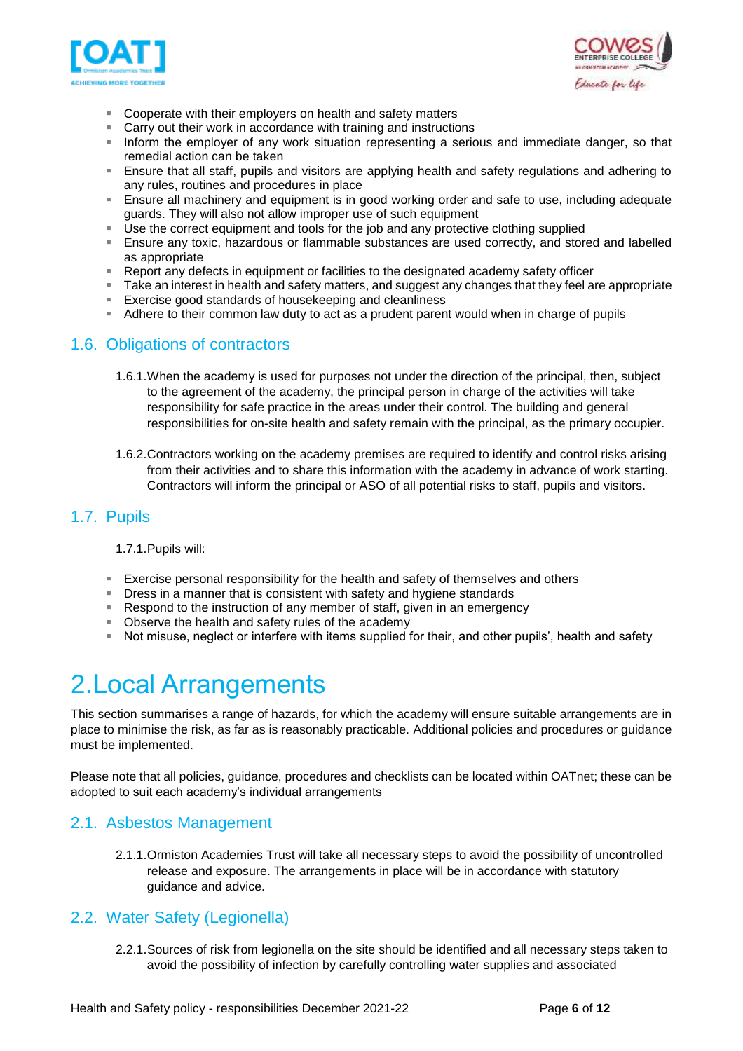- Cooperate with their employers on health and safety matters
- Carry out their work in accordance with training and instructions
- Inform the employer of any work situation representing a serious and immediate danger, so that remedial action can be taken
- Ensure that all staff, pupils and visitors are applying health and safety regulations and adhering to any rules, routines and procedures in place
- Ensure all machinery and equipment is in good working order and safe to use, including adequate guards. They will also not allow improper use of such equipment
- Use the correct equipment and tools for the job and any protective clothing supplied
- Ensure any toxic, hazardous or flammable substances are used correctly, and stored and labelled as appropriate
- Report any defects in equipment or facilities to the designated academy safety officer
- Take an interest in health and safety matters, and suggest any changes that they feel are appropriate
- Exercise good standards of housekeeping and cleanliness
- Adhere to their common law duty to act as a prudent parent would when in charge of pupils

## 1.6. Obligations of contractors

1.6.1. When the academy is used for purposes not under the direction of the principal, then, subject to the agreement of the academy, the principal person in charge of the activities will take responsibility for safe practice in the areas under their control. The building and general responsibilities for on-site health and safety remain with the principal, as the primary occupier.

1.6.2. Contractors working on the academy premises are required to identify and control risks arising from their activities and to share this information with the academy in advance of work starting. Contractors will inform the principal or ASO of all potential risks to staff, pupils and visitors.

## 1.7. Pupils

1.7.1. Pupils will:

- Exercise personal responsibility for the health and safety of themselves and others
- Dress in a manner that is consistent with safety and hygiene standards
- Respond to the instruction of any member of staff, given in an emergency
- Observe the health and safety rules of the academy
- Not misuse, neglect or interfere with items supplied for their, and other pupils', health and safety

# 2. Local Arrangements

This section summarises a range of hazards, for which the academy will ensure suitable arrangements are in place to minimise the risk, as far as is reasonably practicable. Additional policies and procedures or guidance must be implemented.

Please note that all policies, guidance, procedures and checklists can be located within OATnet; these can be adopted to suit each academy's individual arrangements

## 2.1. Asbestos Management

2.1.1. Ormiston Academies Trust will take all necessary steps to avoid the possibility of uncontrolled release and exposure. The arrangements in place will be in accordance with statutory guidance and advice.

## 2.2. Water Safety (Legionella)

2.2.1. Sources of risk from legionella on the site should be identified and all necessary steps taken to avoid the possibility of infection by carefully controlling water supplies and associated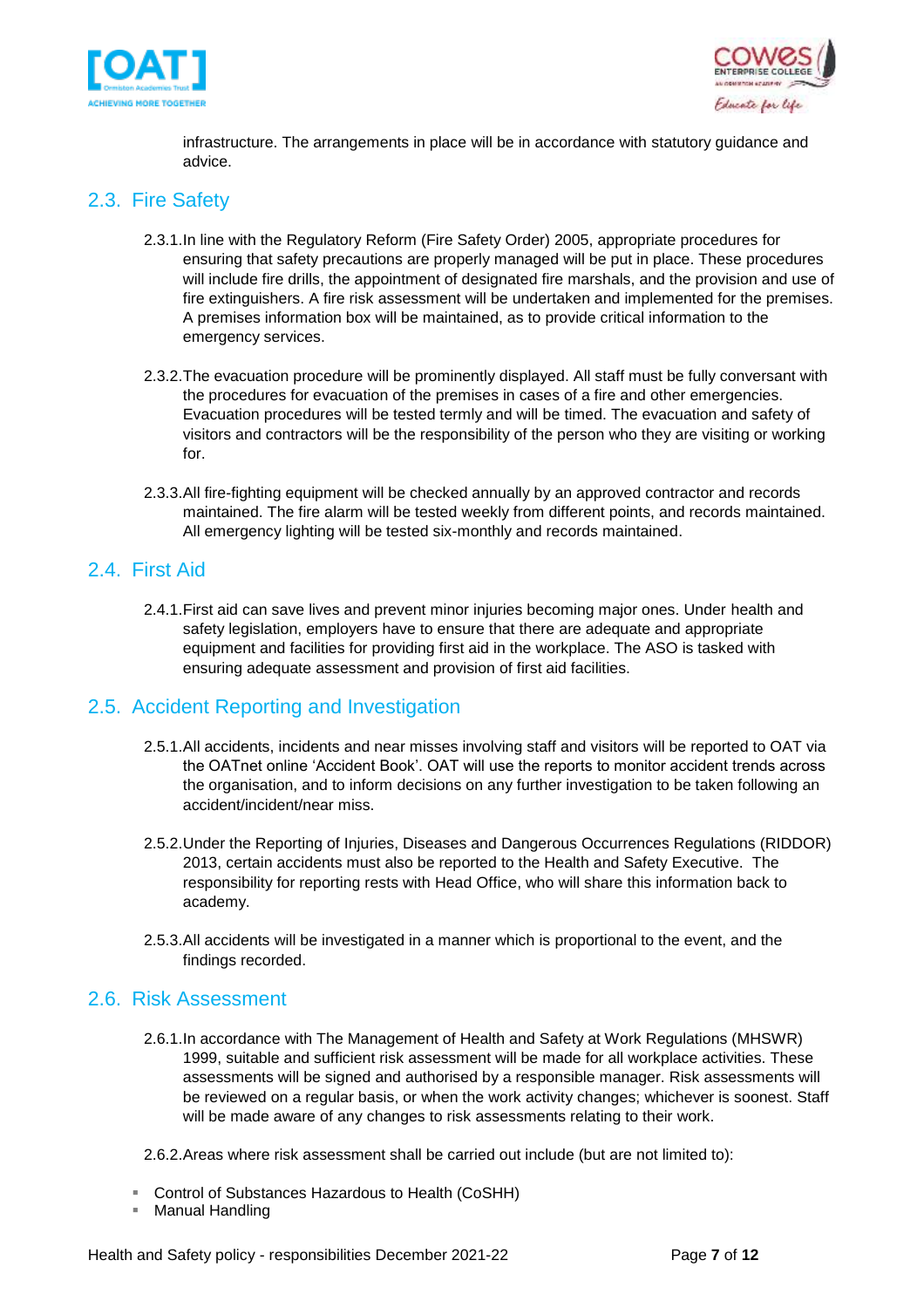infrastructure. The arrangements in place will be in accordance with statutory guidance and advice.

## 2.3. Fire Safety

2.3.1. In line with the Regulatory Reform (Fire Safety Order) 2005, appropriate procedures for ensuring that safety precautions are properly managed will be put in place. These procedures will include fire drills, the appointment of designated fire marshals, and the provision and use of fire extinguishers. A fire risk assessment will be undertaken and implemented for the premises. A premises information box will be maintained, as to provide critical information to the emergency services.

2.3.2. The evacuation procedure will be prominently displayed. All staff must be fully conversant with the procedures for evacuation of the premises in cases of a fire and other emergencies. Evacuation procedures will be tested termly and will be timed. The evacuation and safety of visitors and contractors will be the responsibility of the person who they are visiting or working for.

2.3.3. All fire-fighting equipment will be checked annually by an approved contractor and records maintained. The fire alarm will be tested weekly from different points, and records maintained. All emergency lighting will be tested six-monthly and records maintained.

## 2.4. First Aid

2.4.1. First aid can save lives and prevent minor injuries becoming major ones. Under health and safety legislation, employers have to ensure that there are adequate and appropriate equipment and facilities for providing first aid in the workplace. The ASO is tasked with ensuring adequate assessment and provision of first aid facilities.

## 2.5. Accident Reporting and Investigation

2.5.1. All accidents, incidents and near misses involving staff and visitors will be reported to OAT via the OATnet online 'Accident Book'. OAT will use the reports to monitor accident trends across the organisation, and to inform decisions on any further investigation to be taken following an accident/incident/near miss.

2.5.2. Under the Reporting of Injuries, Diseases and Dangerous Occurrences Regulations (RIDDOR) 2013, certain accidents must also be reported to the Health and Safety Executive. The responsibility for reporting rests with Head Office, who will share this information back to academy.

2.5.3. All accidents will be investigated in a manner which is proportional to the event, and the findings recorded.

## 2.6. Risk Assessment

2.6.1. In accordance with The Management of Health and Safety at Work Regulations (MHSWR) 1999, suitable and sufficient risk assessment will be made for all workplace activities. These assessments will be signed and authorised by a responsible manager. Risk assessments will be reviewed on a regular basis, or when the work activity changes; whichever is soonest. Staff will be made aware of any changes to risk assessments relating to their work.

2.6.2. Areas where risk assessment shall be carried out include (but are not limited to):

- Control of Substances Hazardous to Health (CoSHH)
- Manual Handling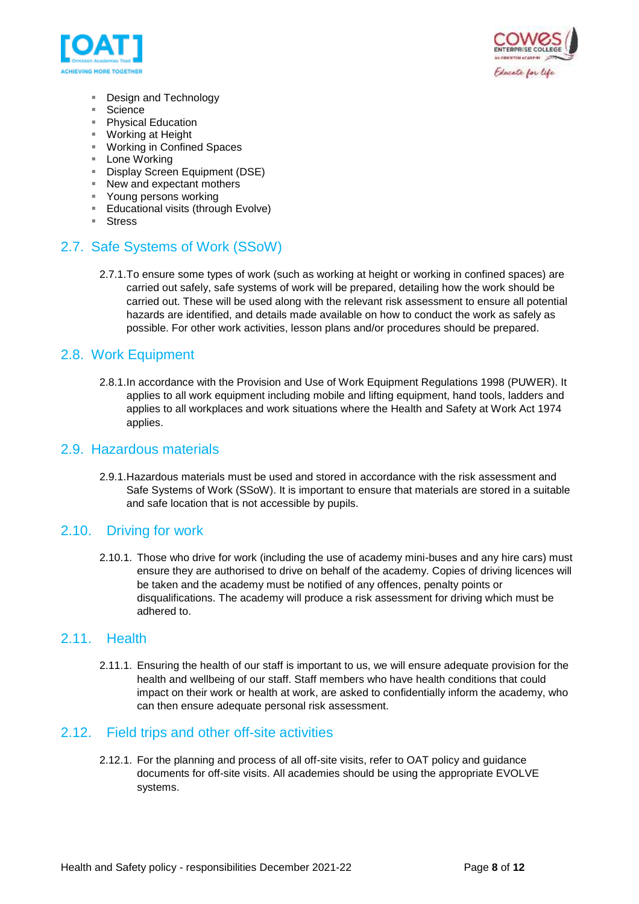- Design and Technology
- Science
- Physical Education
- Working at Height
- Working in Confined Spaces
- Lone Working
- Display Screen Equipment (DSE)
- New and expectant mothers
- Young persons working
- Educational visits (through Evolve)
- Stress

## 2.7. Safe Systems of Work (SSoW)

2.7.1. To ensure some types of work (such as working at height or working in confined spaces) are carried out safely, safe systems of work will be prepared, detailing how the work should be carried out. These will be used along with the relevant risk assessment to ensure all potential hazards are identified, and details made available on how to conduct the work as safely as possible. For other work activities, lesson plans and/or procedures should be prepared.

## 2.8. Work Equipment

2.8.1. In accordance with the Provision and Use of Work Equipment Regulations 1998 (PUWER). It applies to all work equipment including mobile and lifting equipment, hand tools, ladders and applies to all workplaces and work situations where the Health and Safety at Work Act 1974 applies.

## 2.9. Hazardous materials

2.9.1. Hazardous materials must be used and stored in accordance with the risk assessment and Safe Systems of Work (SSoW). It is important to ensure that materials are stored in a suitable and safe location that is not accessible by pupils.

## 2.10. Driving for work

2.10.1. Those who drive for work (including the use of academy mini-buses and any hire cars) must ensure they are authorised to drive on behalf of the academy. Copies of driving licences will be taken and the academy must be notified of any offences, penalty points or disqualifications. The academy will produce a risk assessment for driving which must be adhered to.

## 2.11. Health

2.11.1. Ensuring the health of our staff is important to us, we will ensure adequate provision for the health and wellbeing of our staff. Staff members who have health conditions that could impact on their work or health at work, are asked to confidentially inform the academy, who can then ensure adequate personal risk assessment.

## 2.12. Field trips and other off-site activities

2.12.1. For the planning and process of all off-site visits, refer to OAT policy and guidance documents for off-site visits. All academies should be using the appropriate EVOLVE systems.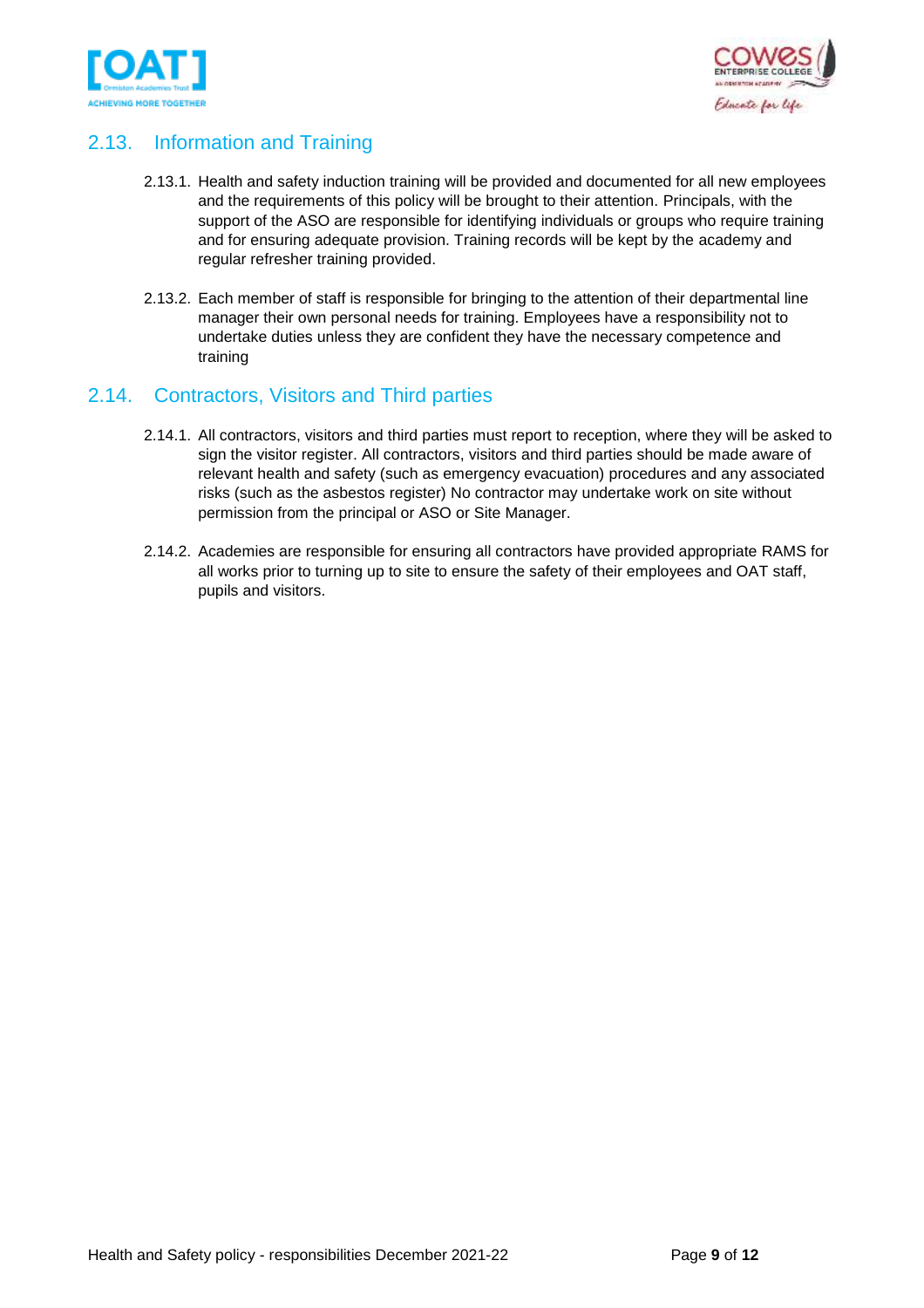## 2.13. Information and Training

2.13.1. Health and safety induction training will be provided and documented for all new employees and the requirements of this policy will be brought to their attention. Principals, with the support of the ASO are responsible for identifying individuals or groups who require training and for ensuring adequate provision. Training records will be kept by the academy and regular refresher training provided.

2.13.2. Each member of staff is responsible for bringing to the attention of their departmental line manager their own personal needs for training. Employees have a responsibility not to undertake duties unless they are confident they have the necessary competence and training

## 2.14. Contractors, Visitors and Third parties

2.14.1. All contractors, visitors and third parties must report to reception, where they will be asked to sign the visitor register. All contractors, visitors and third parties should be made aware of relevant health and safety (such as emergency evacuation) procedures and any associated risks (such as the asbestos register) No contractor may undertake work on site without permission from the principal or ASO or Site Manager.

2.14.2. Academies are responsible for ensuring all contractors have provided appropriate RAMS for all works prior to turning up to site to ensure the safety of their employees and OAT staff, pupils and visitors.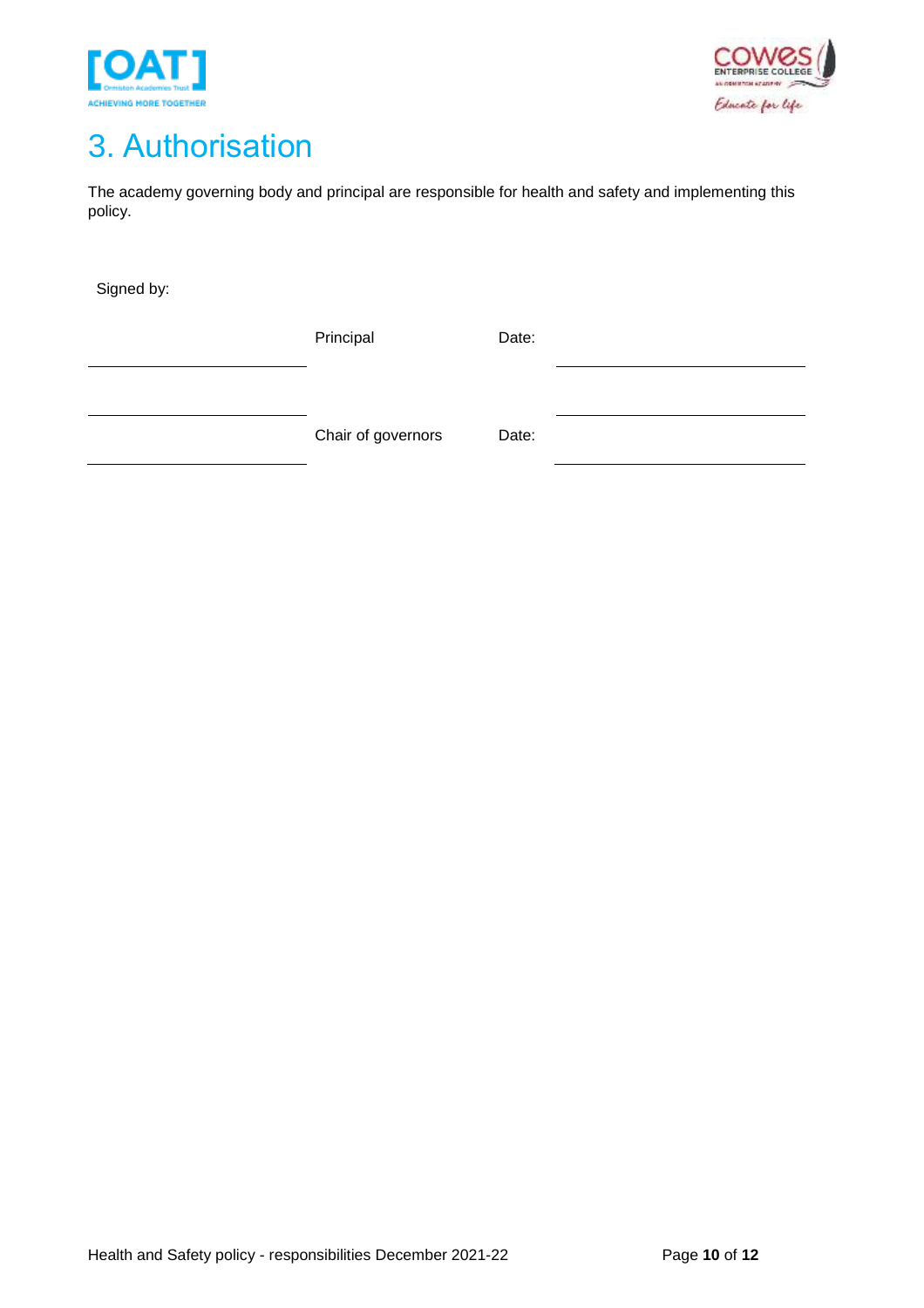# 3. Authorisation

The academy governing body and principal are responsible for health and safety and implementing this policy.

Signed by:

| | | | |
|---|---|---|---|
| ______________________ | Principal | Date: | ______________________ |
| ______________________ | Chair of governors | Date: | ______________________ |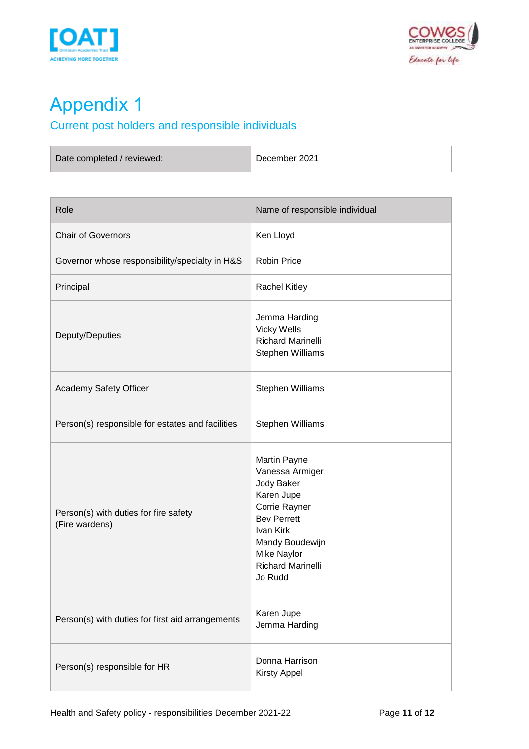# Appendix 1

## Current post holders and responsible individuals

| Date completed / reviewed: | December 2021 |
|---|---|

| Role | Name of responsible individual |
|---|---|
| Chair of Governors | Ken Lloyd |
| Governor whose responsibility/specialty in H&S | Robin Price |
| Principal | Rachel Kitley |
| Deputy/Deputies | Jemma Harding<br>Vicky Wells<br>Richard Marinelli<br>Stephen Williams |
| Academy Safety Officer | Stephen Williams |
| Person(s) responsible for estates and facilities | Stephen Williams |
| Person(s) with duties for fire safety (Fire wardens) | Martin Payne<br>Vanessa Armiger<br>Jody Baker<br>Karen Jupe<br>Corrie Rayner<br>Bev Perrett<br>Ivan Kirk<br>Mandy Boudewijn<br>Mike Naylor<br>Richard Marinelli<br>Jo Rudd |
| Person(s) with duties for first aid arrangements | Karen Jupe<br>Jemma Harding |
| Person(s) responsible for HR | Donna Harrison<br>Kirsty Appel |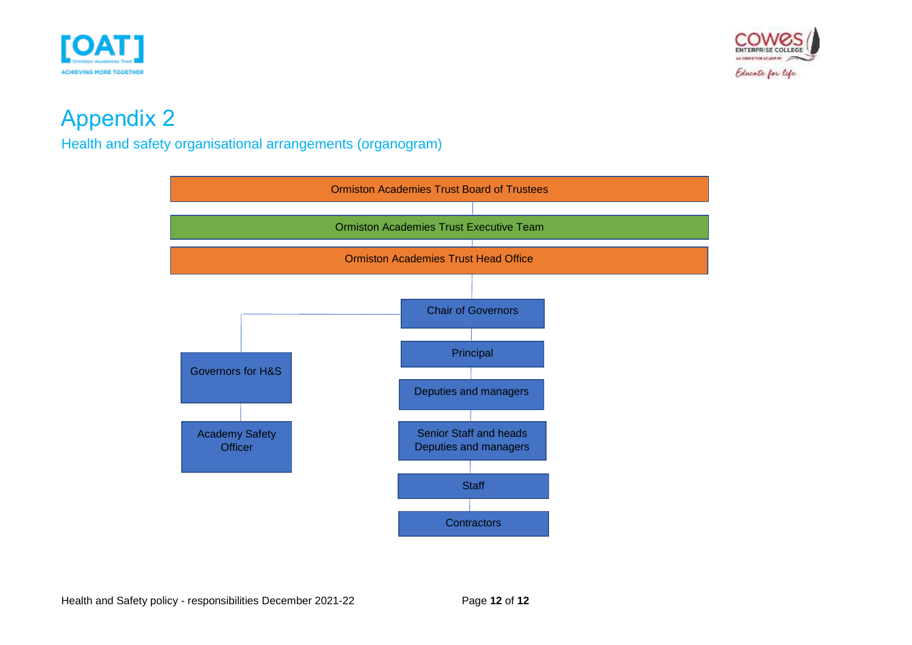# Appendix 2

## Health and safety organisational arrangements (organogram)

Ormiston Academies Trust Board of Trustees

Ormiston Academies Trust Executive Team

Ormiston Academies Trust Head Office

Chair of Governors

Governors for H&S

Academy Safety Officer

Principal

Deputies and managers

Senior Staff and heads Deputies and managers

Staff

Contractors